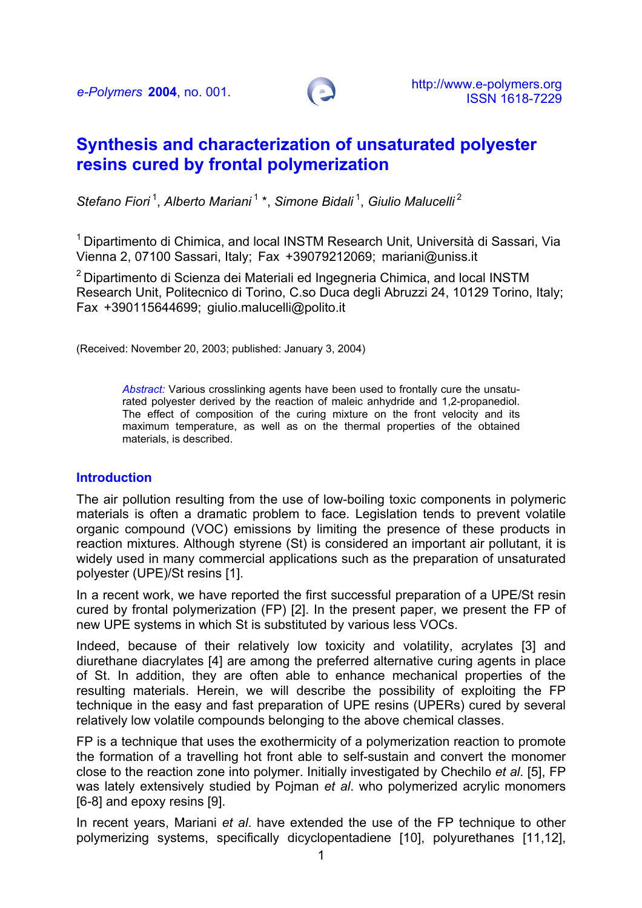# Synthesis and characterization of unsaturated polyester resins cured by frontal polymerization

*Stefano Fiori* [1], *Alberto Mariani* [1] *, *Simone Bidali* [1], *Giulio Malucelli* [2]

[1] Dipartimento di Chimica, and local INSTM Research Unit, Università di Sassari, Via Vienna 2, 07100 Sassari, Italy; Fax +39079212069; mariani@uniss.it

[2] Dipartimento di Scienza dei Materiali ed Ingegneria Chimica, and local INSTM Research Unit, Politecnico di Torino, C.so Duca degli Abruzzi 24, 10129 Torino, Italy; Fax +390115644699; giulio.malucelli@polito.it

(Received: November 20, 2003; published: January 3, 2004)

*Abstract:* Various crosslinking agents have been used to frontally cure the unsaturated polyester derived by the reaction of maleic anhydride and 1,2-propanediol. The effect of composition of the curing mixture on the front velocity and its maximum temperature, as well as on the thermal properties of the obtained materials, is described.

## Introduction

The air pollution resulting from the use of low-boiling toxic components in polymeric materials is often a dramatic problem to face. Legislation tends to prevent volatile organic compound (VOC) emissions by limiting the presence of these products in reaction mixtures. Although styrene (St) is considered an important air pollutant, it is widely used in many commercial applications such as the preparation of unsaturated polyester (UPE)/St resins [1].

In a recent work, we have reported the first successful preparation of a UPE/St resin cured by frontal polymerization (FP) [2]. In the present paper, we present the FP of new UPE systems in which St is substituted by various less VOCs.

Indeed, because of their relatively low toxicity and volatility, acrylates [3] and diurethane diacrylates [4] are among the preferred alternative curing agents in place of St. In addition, they are often able to enhance mechanical properties of the resulting materials. Herein, we will describe the possibility of exploiting the FP technique in the easy and fast preparation of UPE resins (UPERs) cured by several relatively low volatile compounds belonging to the above chemical classes.

FP is a technique that uses the exothermicity of a polymerization reaction to promote the formation of a travelling hot front able to self-sustain and convert the monomer close to the reaction zone into polymer. Initially investigated by Chechilo *et al*. [5], FP was lately extensively studied by Pojman *et al*. who polymerized acrylic monomers [6-8] and epoxy resins [9].

In recent years, Mariani *et al*. have extended the use of the FP technique to other polymerizing systems, specifically dicyclopentadiene [10], polyurethanes [11,12],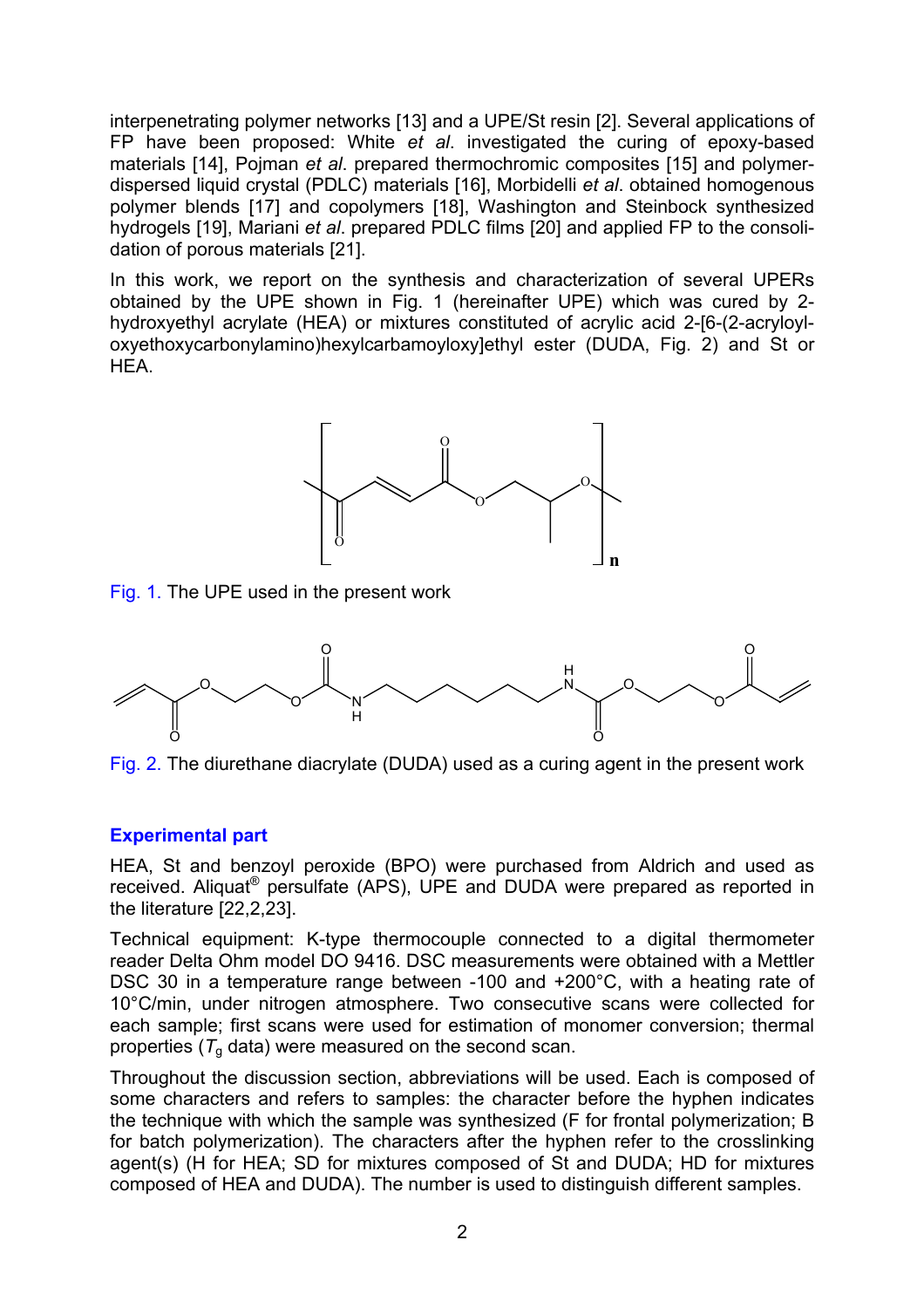interpenetrating polymer networks [13] and a UPE/St resin [2]. Several applications of FP have been proposed: White *et al*. investigated the curing of epoxy-based materials [14], Pojman *et al*. prepared thermochromic composites [15] and polymer-dispersed liquid crystal (PDLC) materials [16], Morbidelli *et al*. obtained homogenous polymer blends [17] and copolymers [18], Washington and Steinbock synthesized hydrogels [19], Mariani *et al*. prepared PDLC films [20] and applied FP to the consolidation of porous materials [21].

In this work, we report on the synthesis and characterization of several UPERs obtained by the UPE shown in Fig. 1 (hereinafter UPE) which was cured by 2-hydroxyethyl acrylate (HEA) or mixtures constituted of acrylic acid 2-[6-(2-acryloyl-oxyethoxycarbonylamino)hexylcarbamoyloxy]ethyl ester (DUDA, Fig. 2) and St or HEA.

Fig. 1. The UPE used in the present work

Fig. 2. The diurethane diacrylate (DUDA) used as a curing agent in the present work

## Experimental part

HEA, St and benzoyl peroxide (BPO) were purchased from Aldrich and used as received. Aliquat® persulfate (APS), UPE and DUDA were prepared as reported in the literature [22,2,23].

Technical equipment: K-type thermocouple connected to a digital thermometer reader Delta Ohm model DO 9416. DSC measurements were obtained with a Mettler DSC 30 in a temperature range between -100 and +200°C, with a heating rate of 10°C/min, under nitrogen atmosphere. Two consecutive scans were collected for each sample; first scans were used for estimation of monomer conversion; thermal properties ($T_g$ data) were measured on the second scan.

Throughout the discussion section, abbreviations will be used. Each is composed of some characters and refers to samples: the character before the hyphen indicates the technique with which the sample was synthesized (F for frontal polymerization; B for batch polymerization). The characters after the hyphen refer to the crosslinking agent(s) (H for HEA; SD for mixtures composed of St and DUDA; HD for mixtures composed of HEA and DUDA). The number is used to distinguish different samples.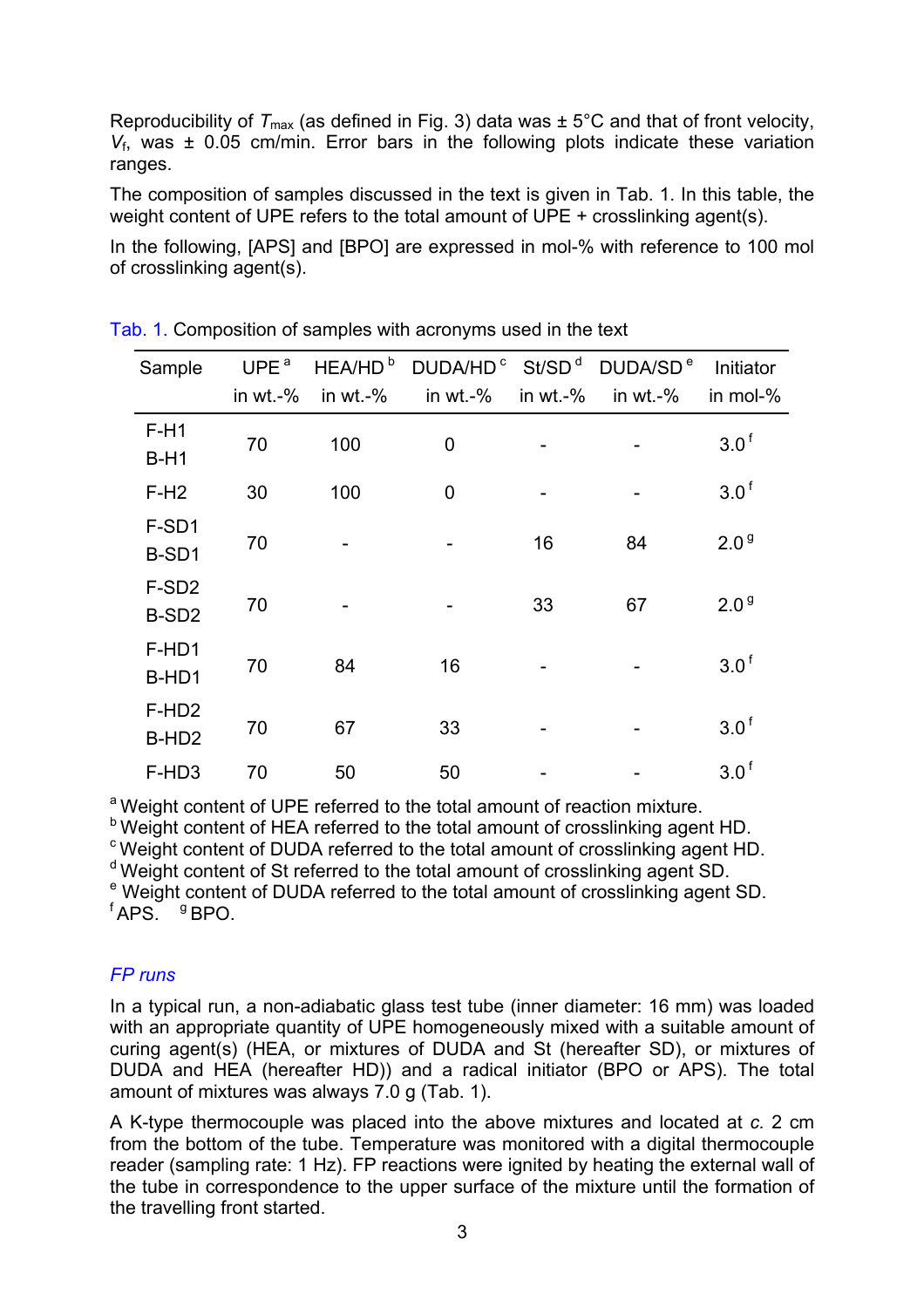Reproducibility of $T_{max}$ (as defined in Fig. 3) data was ± 5°C and that of front velocity, $V_f$, was ± 0.05 cm/min. Error bars in the following plots indicate these variation ranges.

The composition of samples discussed in the text is given in Tab. 1. In this table, the weight content of UPE refers to the total amount of UPE + crosslinking agent(s).

In the following, [APS] and [BPO] are expressed in mol-% with reference to 100 mol of crosslinking agent(s).

Tab. 1. Composition of samples with acronyms used in the text

| Sample | UPE [a] in wt.-% | HEA/HD [b] in wt.-% | DUDA/HD [c] in wt.-% | St/SD [d] in wt.-% | DUDA/SD [e] in wt.-% | Initiator in mol-% |
|---|---|---|---|---|---|---|
| F-H1<br>B-H1 | 70 | 100 | 0 | - | - | 3.0 [f] |
| F-H2 | 30 | 100 | 0 | - | - | 3.0 [f] |
| F-SD1<br>B-SD1 | 70 | - | - | 16 | 84 | 2.0 [g] |
| F-SD2<br>B-SD2 | 70 | - | - | 33 | 67 | 2.0 [g] |
| F-HD1<br>B-HD1 | 70 | 84 | 16 | - | - | 3.0 [f] |
| F-HD2<br>B-HD2 | 70 | 67 | 33 | - | - | 3.0 [f] |
| F-HD3 | 70 | 50 | 50 | - | - | 3.0 [f] |

[a] Weight content of UPE referred to the total amount of reaction mixture.
[b] Weight content of HEA referred to the total amount of crosslinking agent HD.
[c] Weight content of DUDA referred to the total amount of crosslinking agent HD.
[d] Weight content of St referred to the total amount of crosslinking agent SD.
[e] Weight content of DUDA referred to the total amount of crosslinking agent SD.
[f] APS. [g] BPO.

### *FP runs*

In a typical run, a non-adiabatic glass test tube (inner diameter: 16 mm) was loaded with an appropriate quantity of UPE homogeneously mixed with a suitable amount of curing agent(s) (HEA, or mixtures of DUDA and St (hereafter SD), or mixtures of DUDA and HEA (hereafter HD)) and a radical initiator (BPO or APS). The total amount of mixtures was always 7.0 g (Tab. 1).

A K-type thermocouple was placed into the above mixtures and located at *c.* 2 cm from the bottom of the tube. Temperature was monitored with a digital thermocouple reader (sampling rate: 1 Hz). FP reactions were ignited by heating the external wall of the tube in correspondence to the upper surface of the mixture until the formation of the travelling front started.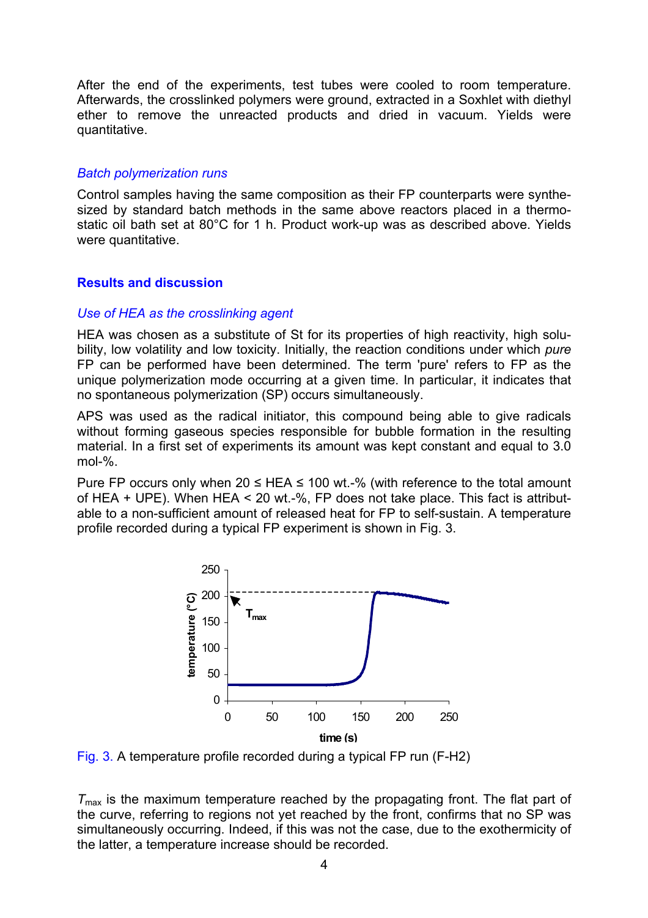After the end of the experiments, test tubes were cooled to room temperature. Afterwards, the crosslinked polymers were ground, extracted in a Soxhlet with diethyl ether to remove the unreacted products and dried in vacuum. Yields were quantitative.

### *Batch polymerization runs*

Control samples having the same composition as their FP counterparts were synthesized by standard batch methods in the same above reactors placed in a thermostatic oil bath set at 80°C for 1 h. Product work-up was as described above. Yields were quantitative.

## Results and discussion

### *Use of HEA as the crosslinking agent*

HEA was chosen as a substitute of St for its properties of high reactivity, high solubility, low volatility and low toxicity. Initially, the reaction conditions under which *pure* FP can be performed have been determined. The term 'pure' refers to FP as the unique polymerization mode occurring at a given time. In particular, it indicates that no spontaneous polymerization (SP) occurs simultaneously.

APS was used as the radical initiator, this compound being able to give radicals without forming gaseous species responsible for bubble formation in the resulting material. In a first set of experiments its amount was kept constant and equal to 3.0 mol-%.

Pure FP occurs only when 20 ≤ HEA ≤ 100 wt.-% (with reference to the total amount of HEA + UPE). When HEA < 20 wt.-%, FP does not take place. This fact is attributable to a non-sufficient amount of released heat for FP to self-sustain. A temperature profile recorded during a typical FP experiment is shown in Fig. 3.

temperature (°C)
250
200
150
100
50
0
$T_{max}$
0 50 100 150 200 250
time (s)

Fig. 3. A temperature profile recorded during a typical FP run (F-H2)

$T_{max}$ is the maximum temperature reached by the propagating front. The flat part of the curve, referring to regions not yet reached by the front, confirms that no SP was simultaneously occurring. Indeed, if this was not the case, due to the exothermicity of the latter, a temperature increase should be recorded.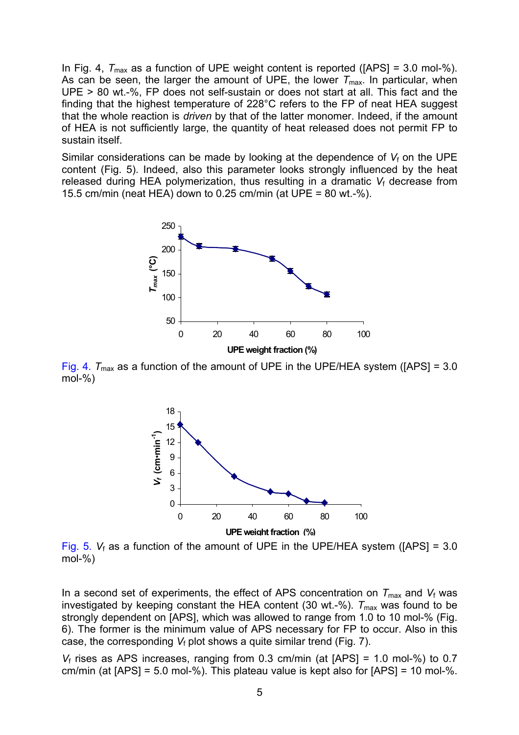In Fig. 4, $T_{max}$ as a function of UPE weight content is reported ([APS] = 3.0 mol-%). As can be seen, the larger the amount of UPE, the lower $T_{max}$. In particular, when UPE > 80 wt.-%, FP does not self-sustain or does not start at all. This fact and the finding that the highest temperature of 228°C refers to the FP of neat HEA suggest that the whole reaction is *driven* by that of the latter monomer. Indeed, if the amount of HEA is not sufficiently large, the quantity of heat released does not permit FP to sustain itself.

Similar considerations can be made by looking at the dependence of $V_f$ on the UPE content (Fig. 5). Indeed, also this parameter looks strongly influenced by the heat released during HEA polymerization, thus resulting in a dramatic $V_f$ decrease from 15.5 cm/min (neat HEA) down to 0.25 cm/min (at UPE = 80 wt.-%).

$T_{max}$ (°C)
250
200
150
100
50
0 20 40 60 80 100
UPE weight fraction (%)

Fig. 4. $T_{max}$ as a function of the amount of UPE in the UPE/HEA system ([APS] = 3.0 mol-%)

$V_f$ (cm•min$^{-1}$)
18
15
12
9
6
3
0
0 20 40 60 80 100
UPE weight fraction (%)

Fig. 5. $V_f$ as a function of the amount of UPE in the UPE/HEA system ([APS] = 3.0 mol-%)

In a second set of experiments, the effect of APS concentration on $T_{max}$ and $V_f$ was investigated by keeping constant the HEA content (30 wt.-%). $T_{max}$ was found to be strongly dependent on [APS], which was allowed to range from 1.0 to 10 mol-% (Fig. 6). The former is the minimum value of APS necessary for FP to occur. Also in this case, the corresponding $V_f$ plot shows a quite similar trend (Fig. 7).

$V_f$ rises as APS increases, ranging from 0.3 cm/min (at [APS] = 1.0 mol-%) to 0.7 cm/min (at [APS] = 5.0 mol-%). This plateau value is kept also for [APS] = 10 mol-%.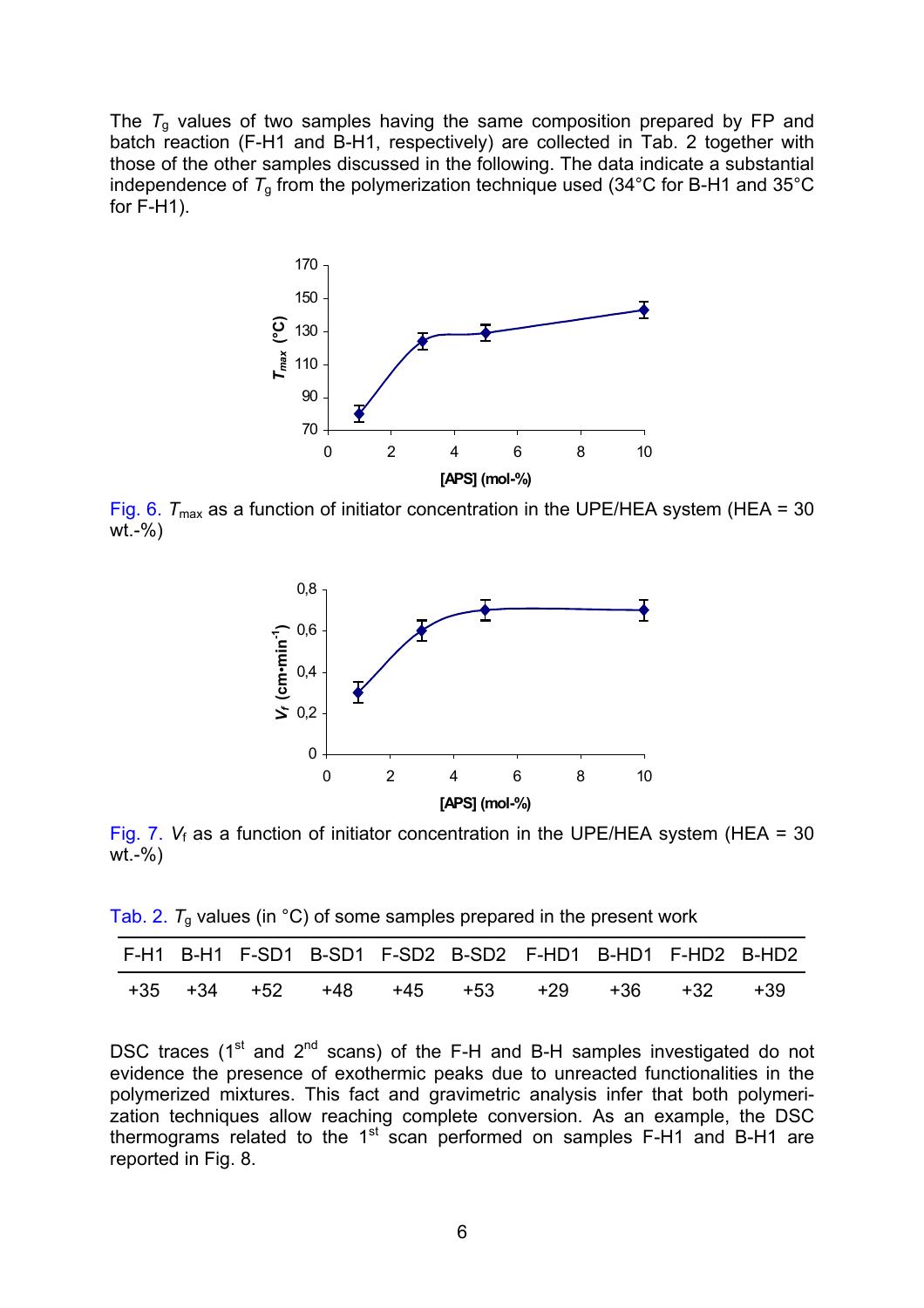The $T_g$ values of two samples having the same composition prepared by FP and batch reaction (F-H1 and B-H1, respectively) are collected in Tab. 2 together with those of the other samples discussed in the following. The data indicate a substantial independence of $T_g$ from the polymerization technique used (34°C for B-H1 and 35°C for F-H1).

170
150
130
110
90
70
$T_{max}$ (°C)
0 2 4 6 8 10
[APS] (mol-%)

Fig. 6. $T_{max}$ as a function of initiator concentration in the UPE/HEA system (HEA = 30 wt.-%)

0,8
0,6
0,4
0,2
0
$V_f$ (cm•min$^{-1}$)
0 2 4 6 8 10
[APS] (mol-%)

Fig. 7. $V_f$ as a function of initiator concentration in the UPE/HEA system (HEA = 30 wt.-%)

Tab. 2. $T_g$ values (in °C) of some samples prepared in the present work

| F-H1 | B-H1 | F-SD1 | B-SD1 | F-SD2 | B-SD2 | F-HD1 | B-HD1 | F-HD2 | B-HD2 |
|---|---|---|---|---|---|---|---|---|---|
| +35 | +34 | +52 | +48 | +45 | +53 | +29 | +36 | +32 | +39 |

DSC traces (1st and 2nd scans) of the F-H and B-H samples investigated do not evidence the presence of exothermic peaks due to unreacted functionalities in the polymerized mixtures. This fact and gravimetric analysis infer that both polymerization techniques allow reaching complete conversion. As an example, the DSC thermograms related to the 1st scan performed on samples F-H1 and B-H1 are reported in Fig. 8.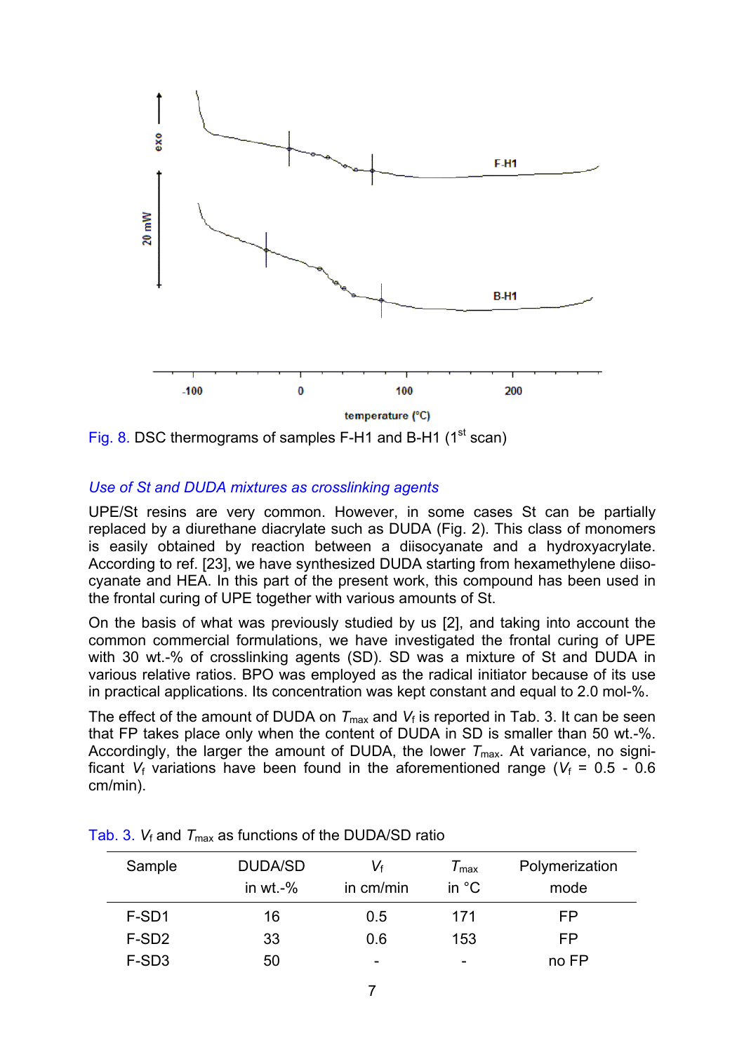Fig. 8. DSC thermograms of samples F-H1 and B-H1 (1st scan)

*Use of St and DUDA mixtures as crosslinking agents*

UPE/St resins are very common. However, in some cases St can be partially replaced by a diurethane diacrylate such as DUDA (Fig. 2). This class of monomers is easily obtained by reaction between a diisocyanate and a hydroxyacrylate. According to ref. [23], we have synthesized DUDA starting from hexamethylene diisocyanate and HEA. In this part of the present work, this compound has been used in the frontal curing of UPE together with various amounts of St.

On the basis of what was previously studied by us [2], and taking into account the common commercial formulations, we have investigated the frontal curing of UPE with 30 wt.-% of crosslinking agents (SD). SD was a mixture of St and DUDA in various relative ratios. BPO was employed as the radical initiator because of its use in practical applications. Its concentration was kept constant and equal to 2.0 mol-%.

The effect of the amount of DUDA on $T_{max}$ and $V_f$ is reported in Tab. 3. It can be seen that FP takes place only when the content of DUDA in SD is smaller than 50 wt.-%. Accordingly, the larger the amount of DUDA, the lower $T_{max}$. At variance, no significant $V_f$ variations have been found in the aforementioned range ($V_f$ = 0.5 - 0.6 cm/min).

Tab. 3. $V_f$ and $T_{max}$ as functions of the DUDA/SD ratio

| Sample | DUDA/SD in wt.-% | $V_f$ in cm/min | $T_{max}$ in °C | Polymerization mode |
|---|---|---|---|---|
| F-SD1 | 16 | 0.5 | 171 | FP |
| F-SD2 | 33 | 0.6 | 153 | FP |
| F-SD3 | 50 | - | - | no FP |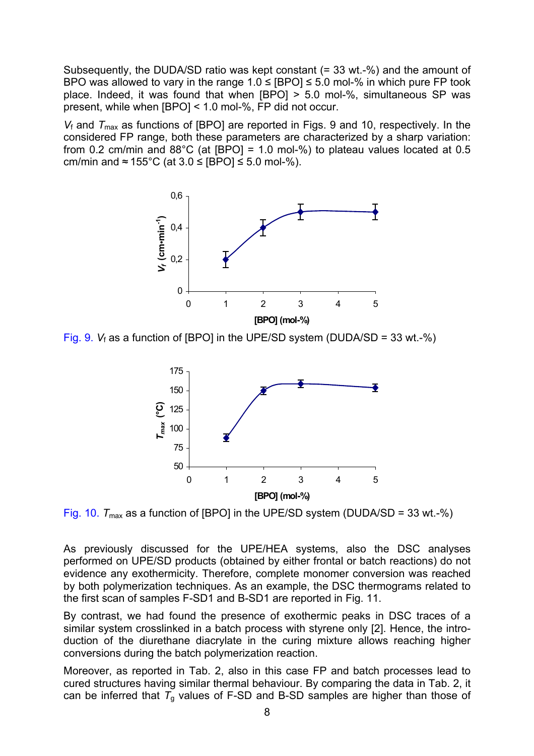Subsequently, the DUDA/SD ratio was kept constant (= 33 wt.-%) and the amount of BPO was allowed to vary in the range 1.0 ≤ [BPO] ≤ 5.0 mol-% in which pure FP took place. Indeed, it was found that when [BPO] > 5.0 mol-%, simultaneous SP was present, while when [BPO] < 1.0 mol-%, FP did not occur.

$V_f$ and $T_{max}$ as functions of [BPO] are reported in Figs. 9 and 10, respectively. In the considered FP range, both these parameters are characterized by a sharp variation: from 0.2 cm/min and 88°C (at [BPO] = 1.0 mol-%) to plateau values located at 0.5 cm/min and ≈ 155°C (at 3.0 ≤ [BPO] ≤ 5.0 mol-%).

$V_f$ (cm•min$^{-1}$)
0,6
0,4
0,2
0
0 1 2 3 4 5
[BPO] (mol-%)

Fig. 9. $V_f$ as a function of [BPO] in the UPE/SD system (DUDA/SD = 33 wt.-%)

$T_{max}$ (°C)
175
150
125
100
75
50
0 1 2 3 4 5
[BPO] (mol-%)

Fig. 10. $T_{max}$ as a function of [BPO] in the UPE/SD system (DUDA/SD = 33 wt.-%)

As previously discussed for the UPE/HEA systems, also the DSC analyses performed on UPE/SD products (obtained by either frontal or batch reactions) do not evidence any exothermicity. Therefore, complete monomer conversion was reached by both polymerization techniques. As an example, the DSC thermograms related to the first scan of samples F-SD1 and B-SD1 are reported in Fig. 11.

By contrast, we had found the presence of exothermic peaks in DSC traces of a similar system crosslinked in a batch process with styrene only [2]. Hence, the introduction of the diurethane diacrylate in the curing mixture allows reaching higher conversions during the batch polymerization reaction.

Moreover, as reported in Tab. 2, also in this case FP and batch processes lead to cured structures having similar thermal behaviour. By comparing the data in Tab. 2, it can be inferred that $T_g$ values of F-SD and B-SD samples are higher than those of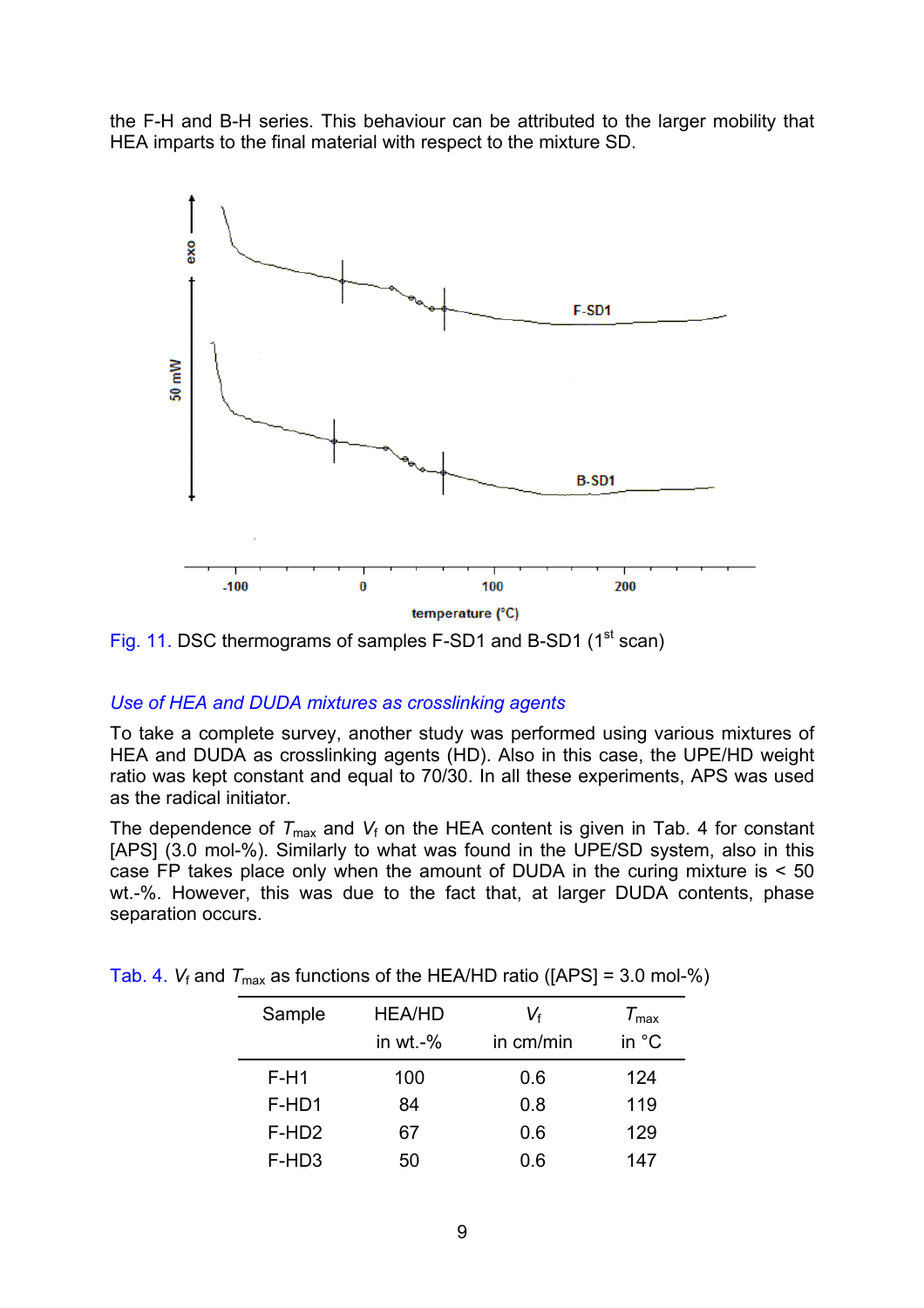the F-H and B-H series. This behaviour can be attributed to the larger mobility that HEA imparts to the final material with respect to the mixture SD.

exo

50 mW

F-SD1

B-SD1

-100
0
100
200

temperature (°C)

Fig. 11. DSC thermograms of samples F-SD1 and B-SD1 (1st scan)

### *Use of HEA and DUDA mixtures as crosslinking agents*

To take a complete survey, another study was performed using various mixtures of HEA and DUDA as crosslinking agents (HD). Also in this case, the UPE/HD weight ratio was kept constant and equal to 70/30. In all these experiments, APS was used as the radical initiator.

The dependence of $T_{max}$ and $V_f$ on the HEA content is given in Tab. 4 for constant [APS] (3.0 mol-%). Similarly to what was found in the UPE/SD system, also in this case FP takes place only when the amount of DUDA in the curing mixture is < 50 wt.-%. However, this was due to the fact that, at larger DUDA contents, phase separation occurs.

Tab. 4. $V_f$ and $T_{max}$ as functions of the HEA/HD ratio ([APS] = 3.0 mol-%)

| Sample | HEA/HD in wt.-% | $V_f$ in cm/min | $T_{max}$ in °C |
|---|---|---|---|
| F-H1 | 100 | 0.6 | 124 |
| F-HD1 | 84 | 0.8 | 119 |
| F-HD2 | 67 | 0.6 | 129 |
| F-HD3 | 50 | 0.6 | 147 |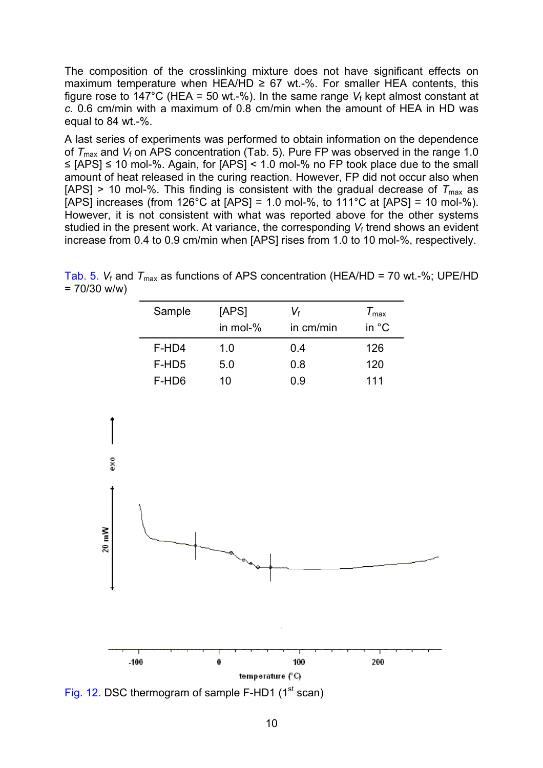The composition of the crosslinking mixture does not have significant effects on maximum temperature when HEA/HD ≥ 67 wt.-%. For smaller HEA contents, this figure rose to 147°C (HEA = 50 wt.-%). In the same range $V_f$ kept almost constant at *c.* 0.6 cm/min with a maximum of 0.8 cm/min when the amount of HEA in HD was equal to 84 wt.-%.

A last series of experiments was performed to obtain information on the dependence of $T_{max}$ and $V_f$ on APS concentration (Tab. 5). Pure FP was observed in the range 1.0 ≤ [APS] ≤ 10 mol-%. Again, for [APS] < 1.0 mol-% no FP took place due to the small amount of heat released in the curing reaction. However, FP did not occur also when [APS] > 10 mol-%. This finding is consistent with the gradual decrease of $T_{max}$ as [APS] increases (from 126°C at [APS] = 1.0 mol-%, to 111°C at [APS] = 10 mol-%). However, it is not consistent with what was reported above for the other systems studied in the present work. At variance, the corresponding $V_f$ trend shows an evident increase from 0.4 to 0.9 cm/min when [APS] rises from 1.0 to 10 mol-%, respectively.

Tab. 5. $V_f$ and $T_{max}$ as functions of APS concentration (HEA/HD = 70 wt.-%; UPE/HD = 70/30 w/w)

| Sample | [APS] in mol-% | $V_f$ in cm/min | $T_{max}$ in °C |
|---|---|---|---|
| F-HD4 | 1.0 | 0.4 | 126 |
| F-HD5 | 5.0 | 0.8 | 120 |
| F-HD6 | 10 | 0.9 | 111 |

exo

20 mW

-100

0

100

200

temperature (°C)

Fig. 12. DSC thermogram of sample F-HD1 (1st scan)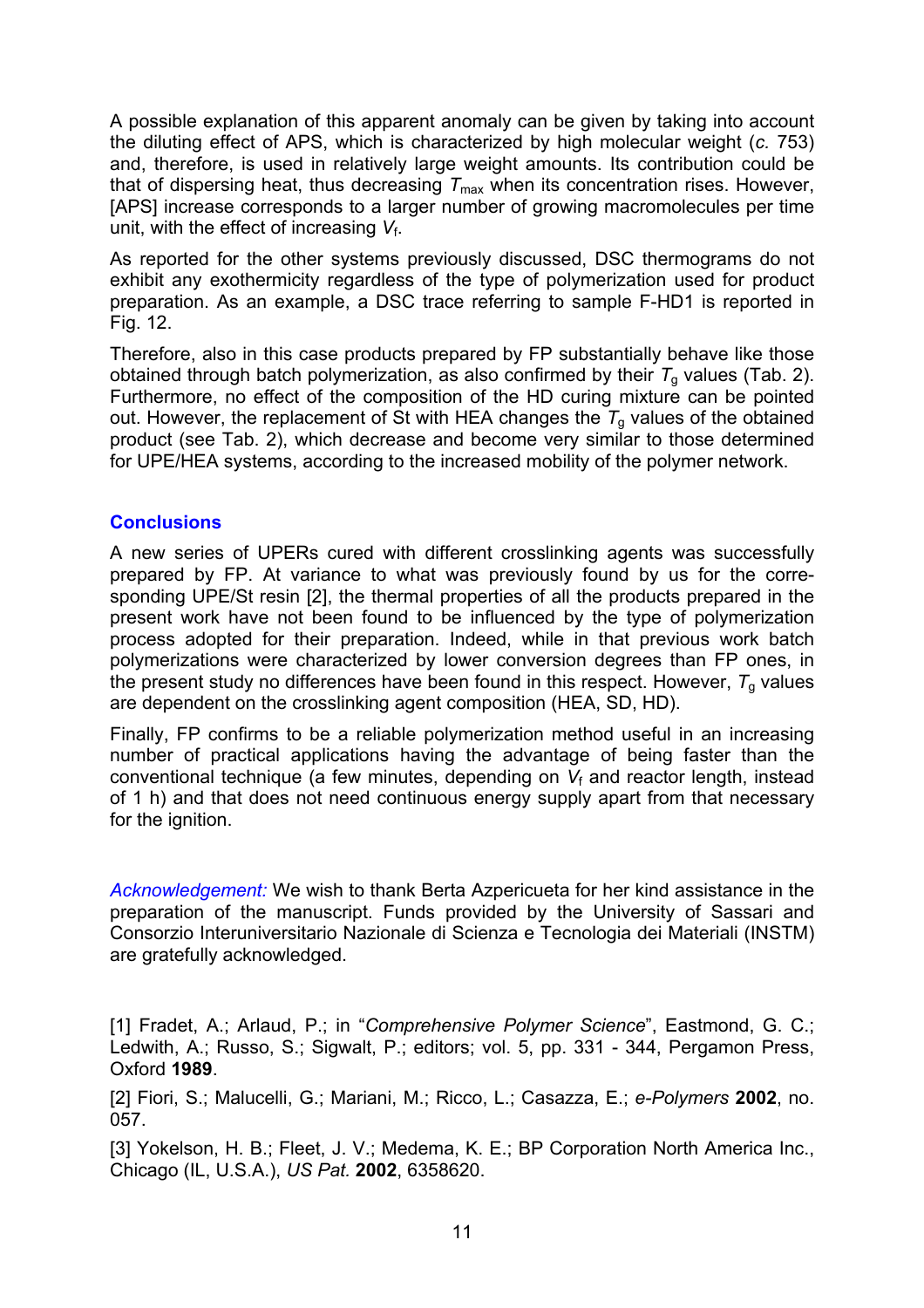A possible explanation of this apparent anomaly can be given by taking into account the diluting effect of APS, which is characterized by high molecular weight (*c.* 753) and, therefore, is used in relatively large weight amounts. Its contribution could be that of dispersing heat, thus decreasing $T_{max}$ when its concentration rises. However, [APS] increase corresponds to a larger number of growing macromolecules per time unit, with the effect of increasing $V_f$.

As reported for the other systems previously discussed, DSC thermograms do not exhibit any exothermicity regardless of the type of polymerization used for product preparation. As an example, a DSC trace referring to sample F-HD1 is reported in Fig. 12.

Therefore, also in this case products prepared by FP substantially behave like those obtained through batch polymerization, as also confirmed by their $T_g$ values (Tab. 2). Furthermore, no effect of the composition of the HD curing mixture can be pointed out. However, the replacement of St with HEA changes the $T_g$ values of the obtained product (see Tab. 2), which decrease and become very similar to those determined for UPE/HEA systems, according to the increased mobility of the polymer network.

## Conclusions

A new series of UPERs cured with different crosslinking agents was successfully prepared by FP. At variance to what was previously found by us for the corresponding UPE/St resin [2], the thermal properties of all the products prepared in the present work have not been found to be influenced by the type of polymerization process adopted for their preparation. Indeed, while in that previous work batch polymerizations were characterized by lower conversion degrees than FP ones, in the present study no differences have been found in this respect. However, $T_g$ values are dependent on the crosslinking agent composition (HEA, SD, HD).

Finally, FP confirms to be a reliable polymerization method useful in an increasing number of practical applications having the advantage of being faster than the conventional technique (a few minutes, depending on $V_f$ and reactor length, instead of 1 h) and that does not need continuous energy supply apart from that necessary for the ignition.

*Acknowledgement:* We wish to thank Berta Azpericueta for her kind assistance in the preparation of the manuscript. Funds provided by the University of Sassari and Consorzio Interuniversitario Nazionale di Scienza e Tecnologia dei Materiali (INSTM) are gratefully acknowledged.

[1] Fradet, A.; Arlaud, P.; in "*Comprehensive Polymer Science*", Eastmond, G. C.; Ledwith, A.; Russo, S.; Sigwalt, P.; editors; vol. 5, pp. 331 - 344, Pergamon Press, Oxford **1989**.

[2] Fiori, S.; Malucelli, G.; Mariani, M.; Ricco, L.; Casazza, E.; *e-Polymers* **2002**, no. 057.

[3] Yokelson, H. B.; Fleet, J. V.; Medema, K. E.; BP Corporation North America Inc., Chicago (IL, U.S.A.), *US Pat.* **2002**, 6358620.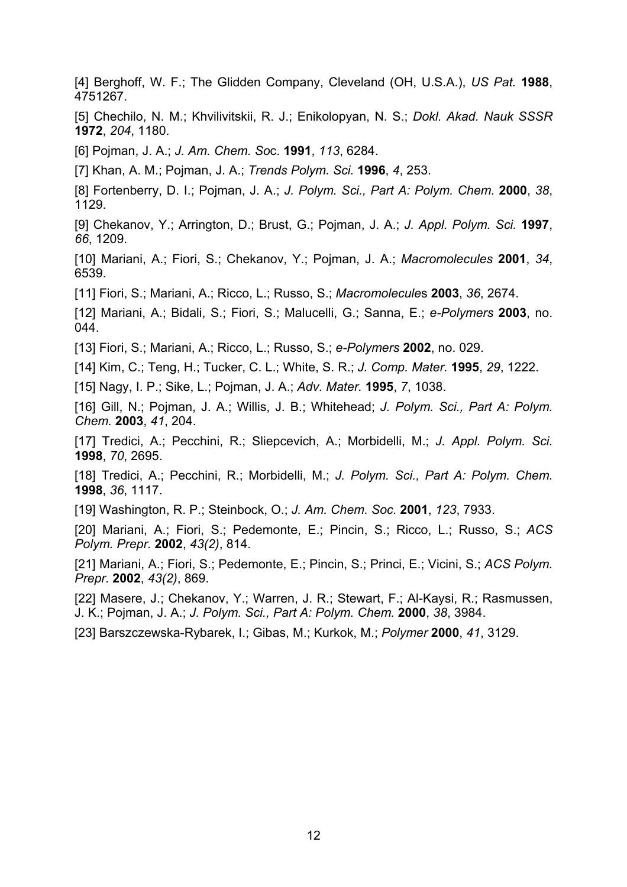[4] Berghoff, W. F.; The Glidden Company, Cleveland (OH, U.S.A.), *US Pat.* **1988**, 4751267.

[5] Chechilo, N. M.; Khvilivitskii, R. J.; Enikolopyan, N. S.; *Dokl. Akad. Nauk SSSR* **1972**, *204*, 1180.

[6] Pojman, J. A.; *J. Am. Chem. Soc.* **1991**, *113*, 6284.

[7] Khan, A. M.; Pojman, J. A.; *Trends Polym. Sci.* **1996**, *4*, 253.

[8] Fortenberry, D. I.; Pojman, J. A.; *J. Polym. Sci., Part A: Polym. Chem.* **2000**, *38*, 1129.

[9] Chekanov, Y.; Arrington, D.; Brust, G.; Pojman, J. A.; *J. Appl. Polym. Sci.* **1997**, *66*, 1209.

[10] Mariani, A.; Fiori, S.; Chekanov, Y.; Pojman, J. A.; *Macromolecules* **2001**, *34*, 6539.

[11] Fiori, S.; Mariani, A.; Ricco, L.; Russo, S.; *Macromolecules* **2003**, *36*, 2674.

[12] Mariani, A.; Bidali, S.; Fiori, S.; Malucelli, G.; Sanna, E.; *e-Polymers* **2003**, no. 044.

[13] Fiori, S.; Mariani, A.; Ricco, L.; Russo, S.; *e-Polymers* **2002**, no. 029.

[14] Kim, C.; Teng, H.; Tucker, C. L.; White, S. R.; *J. Comp. Mater.* **1995**, *29*, 1222.

[15] Nagy, I. P.; Sike, L.; Pojman, J. A.; *Adv. Mater.* **1995**, *7*, 1038.

[16] Gill, N.; Pojman, J. A.; Willis, J. B.; Whitehead; *J. Polym. Sci., Part A: Polym. Chem.* **2003**, *41*, 204.

[17] Tredici, A.; Pecchini, R.; Sliepcevich, A.; Morbidelli, M.; *J. Appl. Polym. Sci.* **1998**, *70*, 2695.

[18] Tredici, A.; Pecchini, R.; Morbidelli, M.; *J. Polym. Sci., Part A: Polym. Chem.* **1998**, *36*, 1117.

[19] Washington, R. P.; Steinbock, O.; *J. Am. Chem. Soc.* **2001**, *123*, 7933.

[20] Mariani, A.; Fiori, S.; Pedemonte, E.; Pincin, S.; Ricco, L.; Russo, S.; *ACS Polym. Prepr.* **2002**, *43(2)*, 814.

[21] Mariani, A.; Fiori, S.; Pedemonte, E.; Pincin, S.; Princi, E.; Vicini, S.; *ACS Polym. Prepr.* **2002**, *43(2)*, 869.

[22] Masere, J.; Chekanov, Y.; Warren, J. R.; Stewart, F.; Al-Kaysi, R.; Rasmussen, J. K.; Pojman, J. A.; *J. Polym. Sci., Part A: Polym. Chem.* **2000**, *38*, 3984.

[23] Barszczewska-Rybarek, I.; Gibas, M.; Kurkok, M.; *Polymer* **2000**, *41*, 3129.